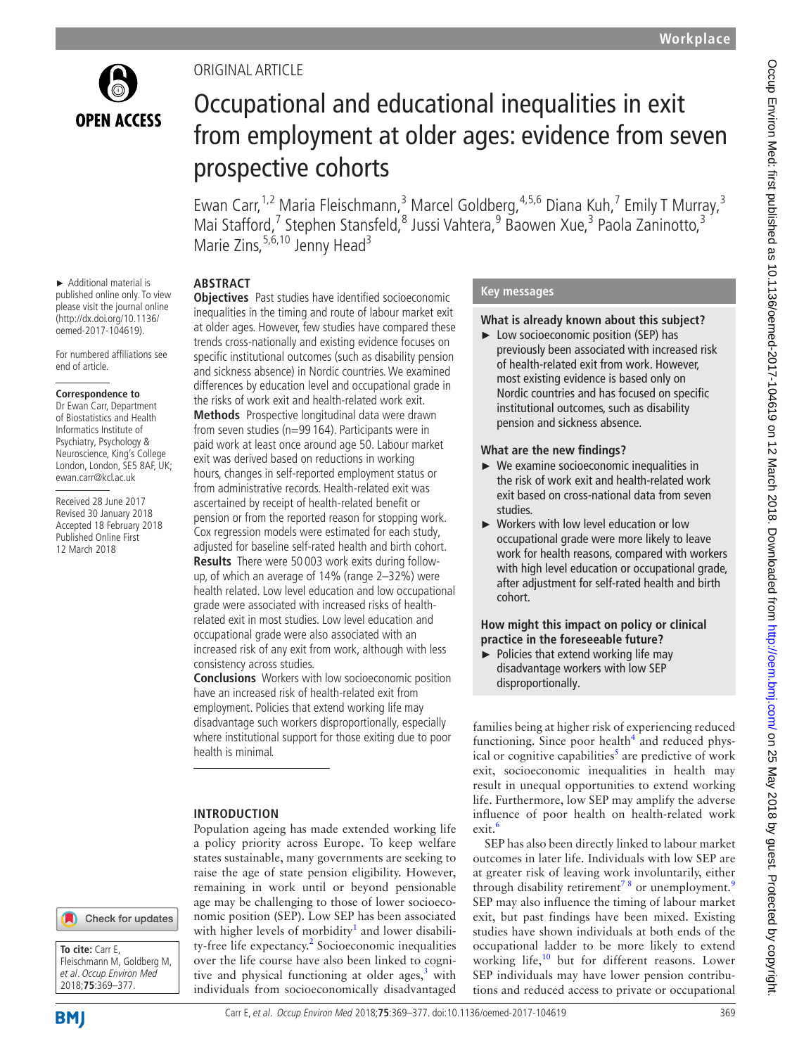ORIGINAL ARTICLE

# Occupational and educational inequalities in exit from employment at older ages: evidence from seven prospective cohorts

Ewan Carr,[1,2] Maria Fleischmann,[3] Marcel Goldberg,[4,5,6] Diana Kuh,[7] Emily T Murray,[3] Mai Stafford,[7] Stephen Stansfeld,[8] Jussi Vahtera,[9] Baowen Xue,[3] Paola Zaninotto,[3] Marie Zins,[5,6,10] Jenny Head[3]

► Additional material is published online only. To view please visit the journal online (http://dx.doi.org/10.1136/oemed-2017-104619).

For numbered affiliations see end of article.

**Correspondence to**
Dr Ewan Carr, Department of Biostatistics and Health Informatics Institute of Psychiatry, Psychology & Neuroscience, King's College London, London, SE5 8AF, UK; ewan.carr@kcl.ac.uk

Received 28 June 2017
Revised 30 January 2018
Accepted 18 February 2018
Published Online First 12 March 2018

**To cite:** Carr E, Fleischmann M, Goldberg M, *et al*. *Occup Environ Med* 2018;**75**:369–377.

## ABSTRACT

**Objectives** Past studies have identified socioeconomic inequalities in the timing and route of labour market exit at older ages. However, few studies have compared these trends cross-nationally and existing evidence focuses on specific institutional outcomes (such as disability pension and sickness absence) in Nordic countries. We examined differences by education level and occupational grade in the risks of work exit and health-related work exit.

**Methods** Prospective longitudinal data were drawn from seven studies (n=99 164). Participants were in paid work at least once around age 50. Labour market exit was derived based on reductions in working hours, changes in self-reported employment status or from administrative records. Health-related exit was ascertained by receipt of health-related benefit or pension or from the reported reason for stopping work. Cox regression models were estimated for each study, adjusted for baseline self-rated health and birth cohort.

**Results** There were 50 003 work exits during follow-up, of which an average of 14% (range 2–32%) were health related. Low level education and low occupational grade were associated with increased risks of health-related exit in most studies. Low level education and occupational grade were also associated with an increased risk of any exit from work, although with less consistency across studies.

**Conclusions** Workers with low socioeconomic position have an increased risk of health-related exit from employment. Policies that extend working life may disadvantage such workers disproportionally, especially where institutional support for those exiting due to poor health is minimal.

## Key messages

**What is already known about this subject?**

- Low socioeconomic position (SEP) has previously been associated with increased risk of health-related exit from work. However, most existing evidence is based only on Nordic countries and has focused on specific institutional outcomes, such as disability pension and sickness absence.

**What are the new findings?**

- We examine socioeconomic inequalities in the risk of work exit and health-related work exit based on cross-national data from seven studies.
- Workers with low level education or low occupational grade were more likely to leave work for health reasons, compared with workers with high level education or occupational grade, after adjustment for self-rated health and birth cohort.

**How might this impact on policy or clinical practice in the foreseeable future?**

- Policies that extend working life may disadvantage workers with low SEP disproportionally.

## INTRODUCTION

Population ageing has made extended working life a policy priority across Europe. To keep welfare states sustainable, many governments are seeking to raise the age of state pension eligibility. However, remaining in work until or beyond pensionable age may be challenging to those of lower socioeconomic position (SEP). Low SEP has been associated with higher levels of morbidity[1] and lower disability-free life expectancy.[2] Socioeconomic inequalities over the life course have also been linked to cognitive and physical functioning at older ages,[3] with individuals from socioeconomically disadvantaged families being at higher risk of experiencing reduced functioning. Since poor health[4] and reduced physical or cognitive capabilities[5] are predictive of work exit, socioeconomic inequalities in health may result in unequal opportunities to extend working life. Furthermore, low SEP may amplify the adverse influence of poor health on health-related work exit.[6]

SEP has also been directly linked to labour market outcomes in later life. Individuals with low SEP are at greater risk of leaving work involuntarily, either through disability retirement[7,8] or unemployment.[9] SEP may also influence the timing of labour market exit, but past findings have been mixed. Existing studies have shown individuals at both ends of the occupational ladder to be more likely to extend working life,[10] but for different reasons. Lower SEP individuals may have lower pension contributions and reduced access to private or occupational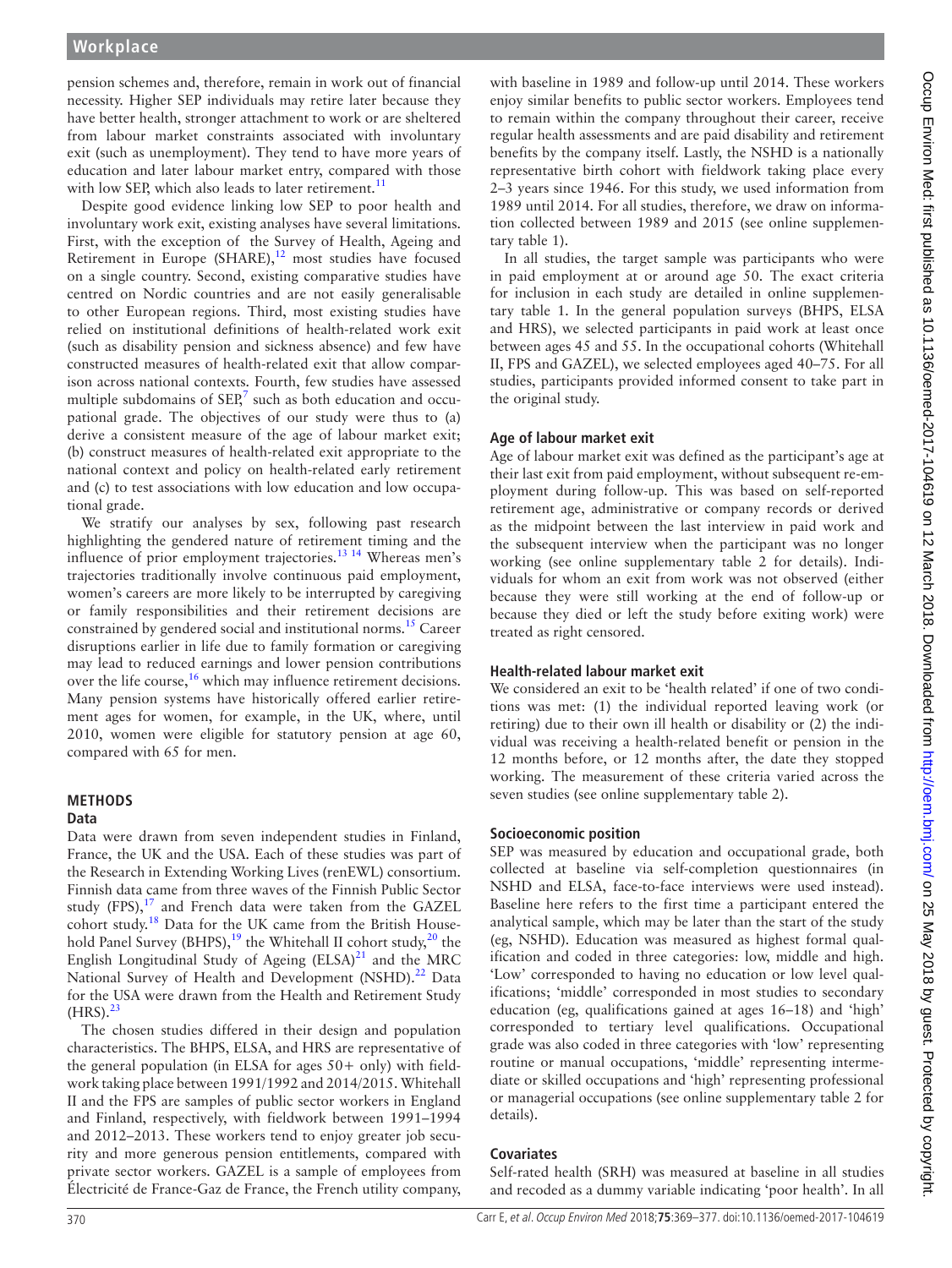pension schemes and, therefore, remain in work out of financial necessity. Higher SEP individuals may retire later because they have better health, stronger attachment to work or are sheltered from labour market constraints associated with involuntary exit (such as unemployment). They tend to have more years of education and later labour market entry, compared with those with low SEP, which also leads to later retirement.[11]

Despite good evidence linking low SEP to poor health and involuntary work exit, existing analyses have several limitations. First, with the exception of the Survey of Health, Ageing and Retirement in Europe (SHARE),[12] most studies have focused on a single country. Second, existing comparative studies have centred on Nordic countries and are not easily generalisable to other European regions. Third, most existing studies have relied on institutional definitions of health-related work exit (such as disability pension and sickness absence) and few have constructed measures of health-related exit that allow comparison across national contexts. Fourth, few studies have assessed multiple subdomains of SEP,[7] such as both education and occupational grade. The objectives of our study were thus to (a) derive a consistent measure of the age of labour market exit; (b) construct measures of health-related exit appropriate to the national context and policy on health-related early retirement and (c) to test associations with low education and low occupational grade.

We stratify our analyses by sex, following past research highlighting the gendered nature of retirement timing and the influence of prior employment trajectories.[13 14] Whereas men's trajectories traditionally involve continuous paid employment, women's careers are more likely to be interrupted by caregiving or family responsibilities and their retirement decisions are constrained by gendered social and institutional norms.[15] Career disruptions earlier in life due to family formation or caregiving may lead to reduced earnings and lower pension contributions over the life course,[16] which may influence retirement decisions. Many pension systems have historically offered earlier retirement ages for women, for example, in the UK, where, until 2010, women were eligible for statutory pension at age 60, compared with 65 for men.

## METHODS

### Data

Data were drawn from seven independent studies in Finland, France, the UK and the USA. Each of these studies was part of the Research in Extending Working Lives (renEWL) consortium. Finnish data came from three waves of the Finnish Public Sector study (FPS),[17] and French data were taken from the GAZEL cohort study.[18] Data for the UK came from the British Household Panel Survey (BHPS),[19] the Whitehall II cohort study,[20] the English Longitudinal Study of Ageing (ELSA)[21] and the MRC National Survey of Health and Development (NSHD).[22] Data for the USA were drawn from the Health and Retirement Study (HRS).[23]

The chosen studies differed in their design and population characteristics. The BHPS, ELSA, and HRS are representative of the general population (in ELSA for ages 50+ only) with fieldwork taking place between 1991/1992 and 2014/2015. Whitehall II and the FPS are samples of public sector workers in England and Finland, respectively, with fieldwork between 1991–1994 and 2012–2013. These workers tend to enjoy greater job security and more generous pension entitlements, compared with private sector workers. GAZEL is a sample of employees from Électricité de France-Gaz de France, the French utility company, with baseline in 1989 and follow-up until 2014. These workers enjoy similar benefits to public sector workers. Employees tend to remain within the company throughout their career, receive regular health assessments and are paid disability and retirement benefits by the company itself. Lastly, the NSHD is a nationally representative birth cohort with fieldwork taking place every 2–3 years since 1946. For this study, we used information from 1989 until 2014. For all studies, therefore, we draw on information collected between 1989 and 2015 (see online supplementary table 1).

In all studies, the target sample was participants who were in paid employment at or around age 50. The exact criteria for inclusion in each study are detailed in online supplementary table 1. In the general population surveys (BHPS, ELSA and HRS), we selected participants in paid work at least once between ages 45 and 55. In the occupational cohorts (Whitehall II, FPS and GAZEL), we selected employees aged 40–75. For all studies, participants provided informed consent to take part in the original study.

### Age of labour market exit

Age of labour market exit was defined as the participant's age at their last exit from paid employment, without subsequent re-employment during follow-up. This was based on self-reported retirement age, administrative or company records or derived as the midpoint between the last interview in paid work and the subsequent interview when the participant was no longer working (see online supplementary table 2 for details). Individuals for whom an exit from work was not observed (either because they were still working at the end of follow-up or because they died or left the study before exiting work) were treated as right censored.

### Health-related labour market exit

We considered an exit to be 'health related' if one of two conditions was met: (1) the individual reported leaving work (or retiring) due to their own ill health or disability or (2) the individual was receiving a health-related benefit or pension in the 12 months before, or 12 months after, the date they stopped working. The measurement of these criteria varied across the seven studies (see online supplementary table 2).

### Socioeconomic position

SEP was measured by education and occupational grade, both collected at baseline via self-completion questionnaires (in NSHD and ELSA, face-to-face interviews were used instead). Baseline here refers to the first time a participant entered the analytical sample, which may be later than the start of the study (eg, NSHD). Education was measured as highest formal qualification and coded in three categories: low, middle and high. 'Low' corresponded to having no education or low level qualifications; 'middle' corresponded in most studies to secondary education (eg, qualifications gained at ages 16–18) and 'high' corresponded to tertiary level qualifications. Occupational grade was also coded in three categories with 'low' representing routine or manual occupations, 'middle' representing intermediate or skilled occupations and 'high' representing professional or managerial occupations (see online supplementary table 2 for details).

### Covariates

Self-rated health (SRH) was measured at baseline in all studies and recoded as a dummy variable indicating 'poor health'. In all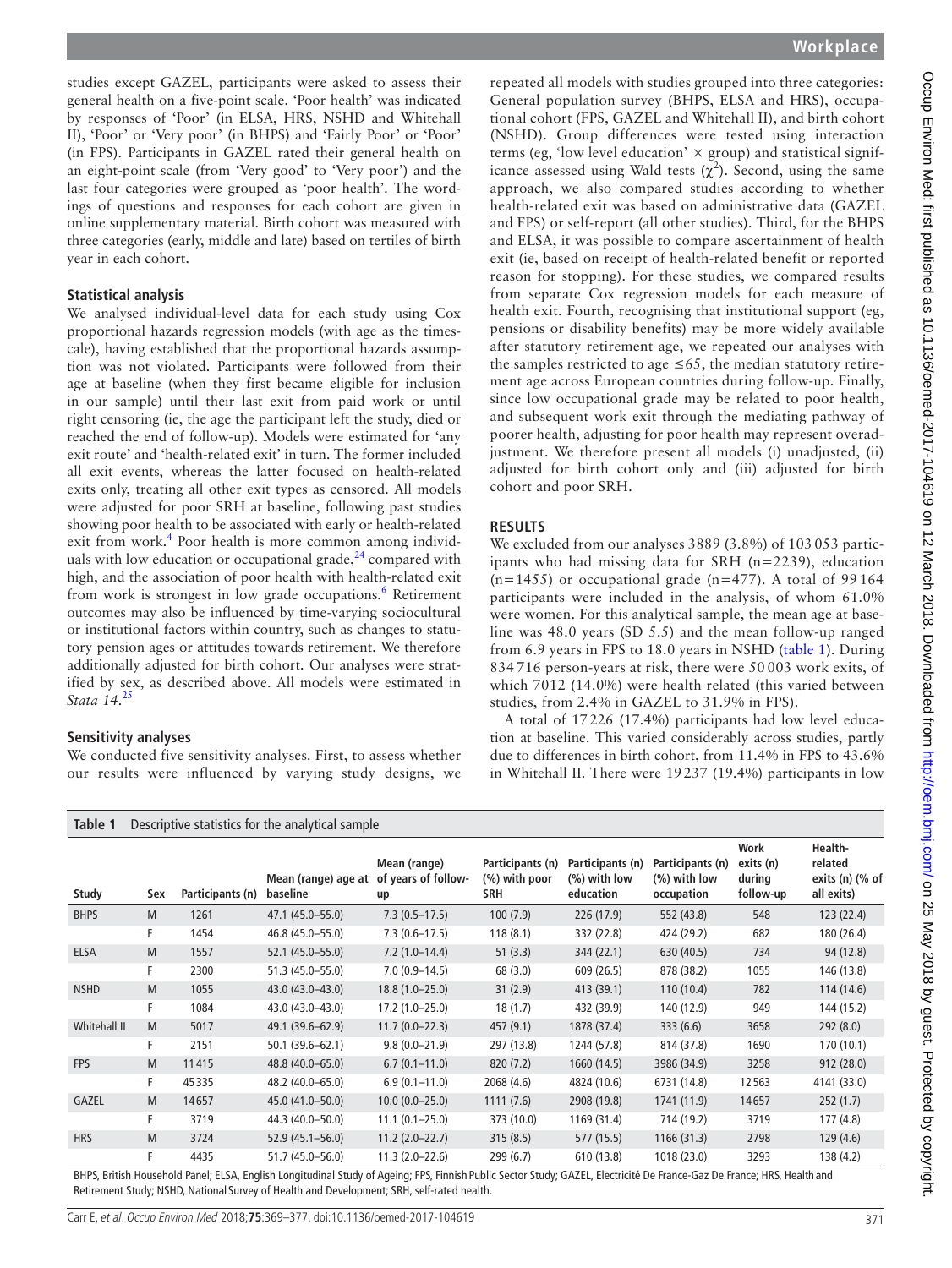studies except GAZEL, participants were asked to assess their general health on a five-point scale. 'Poor health' was indicated by responses of 'Poor' (in ELSA, HRS, NSHD and Whitehall II), 'Poor' or 'Very poor' (in BHPS) and 'Fairly Poor' or 'Poor' (in FPS). Participants in GAZEL rated their general health on an eight-point scale (from 'Very good' to 'Very poor') and the last four categories were grouped as 'poor health'. The wordings of questions and responses for each cohort are given in online supplementary material. Birth cohort was measured with three categories (early, middle and late) based on tertiles of birth year in each cohort.

## Statistical analysis

We analysed individual-level data for each study using Cox proportional hazards regression models (with age as the timescale), having established that the proportional hazards assumption was not violated. Participants were followed from their age at baseline (when they first became eligible for inclusion in our sample) until their last exit from paid work or until right censoring (ie, the age the participant left the study, died or reached the end of follow-up). Models were estimated for 'any exit route' and 'health-related exit' in turn. The former included all exit events, whereas the latter focused on health-related exits only, treating all other exit types as censored. All models were adjusted for poor SRH at baseline, following past studies showing poor health to be associated with early or health-related exit from work.[4] Poor health is more common among individuals with low education or occupational grade,[24] compared with high, and the association of poor health with health-related exit from work is strongest in low grade occupations.[6] Retirement outcomes may also be influenced by time-varying sociocultural or institutional factors within country, such as changes to statutory pension ages or attitudes towards retirement. We therefore additionally adjusted for birth cohort. Our analyses were stratified by sex, as described above. All models were estimated in *Stata 14*.[25]

## Sensitivity analyses

We conducted five sensitivity analyses. First, to assess whether our results were influenced by varying study designs, we repeated all models with studies grouped into three categories: General population survey (BHPS, ELSA and HRS), occupational cohort (FPS, GAZEL and Whitehall II), and birth cohort (NSHD). Group differences were tested using interaction terms (eg, 'low level education' × group) and statistical significance assessed using Wald tests ($\chi^2$). Second, using the same approach, we also compared studies according to whether health-related exit was based on administrative data (GAZEL and FPS) or self-report (all other studies). Third, for the BHPS and ELSA, it was possible to compare ascertainment of health exit (ie, based on receipt of health-related benefit or reported reason for stopping). For these studies, we compared results from separate Cox regression models for each measure of health exit. Fourth, recognising that institutional support (eg, pensions or disability benefits) may be more widely available after statutory retirement age, we repeated our analyses with the samples restricted to age ≤65, the median statutory retirement age across European countries during follow-up. Finally, since low occupational grade may be related to poor health, and subsequent work exit through the mediating pathway of poorer health, adjusting for poor health may represent overadjustment. We therefore present all models (i) unadjusted, (ii) adjusted for birth cohort only and (iii) adjusted for birth cohort and poor SRH.

# RESULTS

We excluded from our analyses 3889 (3.8%) of 103 053 participants who had missing data for SRH (n=2239), education (n=1455) or occupational grade (n=477). A total of 99 164 participants were included in the analysis, of whom 61.0% were women. For this analytical sample, the mean age at baseline was 48.0 years (SD 5.5) and the mean follow-up ranged from 6.9 years in FPS to 18.0 years in NSHD (table 1). During 834 716 person-years at risk, there were 50 003 work exits, of which 7012 (14.0%) were health related (this varied between studies, from 2.4% in GAZEL to 31.9% in FPS).

A total of 17 226 (17.4%) participants had low level education at baseline. This varied considerably across studies, partly due to differences in birth cohort, from 11.4% in FPS to 43.6% in Whitehall II. There were 19 237 (19.4%) participants in low

**Table 1** Descriptive statistics for the analytical sample

| Study | Sex | Participants (n) | Mean (range) age at baseline | Mean (range) of years of follow-up | Participants (n) (%) with poor SRH | Participants (n) (%) with low education | Participants (n) (%) with low occupation | Work exits (n) during follow-up | Health-related exits (n) (% of all exits) |
|---|---|---|---|---|---|---|---|---|---|
| BHPS | M | 1261 | 47.1 (45.0–55.0) | 7.3 (0.5–17.5) | 100 (7.9) | 226 (17.9) | 552 (43.8) | 548 | 123 (22.4) |
| | F | 1454 | 46.8 (45.0–55.0) | 7.3 (0.6–17.5) | 118 (8.1) | 332 (22.8) | 424 (29.2) | 682 | 180 (26.4) |
| ELSA | M | 1557 | 52.1 (45.0–55.0) | 7.2 (1.0–14.4) | 51 (3.3) | 344 (22.1) | 630 (40.5) | 734 | 94 (12.8) |
| | F | 2300 | 51.3 (45.0–55.0) | 7.0 (0.9–14.5) | 68 (3.0) | 609 (26.5) | 878 (38.2) | 1055 | 146 (13.8) |
| NSHD | M | 1055 | 43.0 (43.0–43.0) | 18.8 (1.0–25.0) | 31 (2.9) | 413 (39.1) | 110 (10.4) | 782 | 114 (14.6) |
| | F | 1084 | 43.0 (43.0–43.0) | 17.2 (1.0–25.0) | 18 (1.7) | 432 (39.9) | 140 (12.9) | 949 | 144 (15.2) |
| Whitehall II | M | 5017 | 49.1 (39.6–62.9) | 11.7 (0.0–22.3) | 457 (9.1) | 1878 (37.4) | 333 (6.6) | 3658 | 292 (8.0) |
| | F | 2151 | 50.1 (39.6–62.1) | 9.8 (0.0–21.9) | 297 (13.8) | 1244 (57.8) | 814 (37.8) | 1690 | 170 (10.1) |
| FPS | M | 11 415 | 48.8 (40.0–65.0) | 6.7 (0.1–11.0) | 820 (7.2) | 1660 (14.5) | 3986 (34.9) | 3258 | 912 (28.0) |
| | F | 45 335 | 48.2 (40.0–65.0) | 6.9 (0.1–11.0) | 2068 (4.6) | 4824 (10.6) | 6731 (14.8) | 12 563 | 4141 (33.0) |
| GAZEL | M | 14 657 | 45.0 (41.0–50.0) | 10.0 (0.0–25.0) | 1111 (7.6) | 2908 (19.8) | 1741 (11.9) | 14 657 | 252 (1.7) |
| | F | 3719 | 44.3 (40.0–50.0) | 11.1 (0.1–25.0) | 373 (10.0) | 1169 (31.4) | 714 (19.2) | 3719 | 177 (4.8) |
| HRS | M | 3724 | 52.9 (45.1–56.0) | 11.2 (2.0–22.7) | 315 (8.5) | 577 (15.5) | 1166 (31.3) | 2798 | 129 (4.6) |
| | F | 4435 | 51.7 (45.0–56.0) | 11.3 (2.0–22.6) | 299 (6.7) | 610 (13.8) | 1018 (23.0) | 3293 | 138 (4.2) |

BHPS, British Household Panel; ELSA, English Longitudinal Study of Ageing; FPS, Finnish Public Sector Study; GAZEL, Electricité De France-Gaz De France; HRS, Health and Retirement Study; NSHD, National Survey of Health and Development; SRH, self-rated health.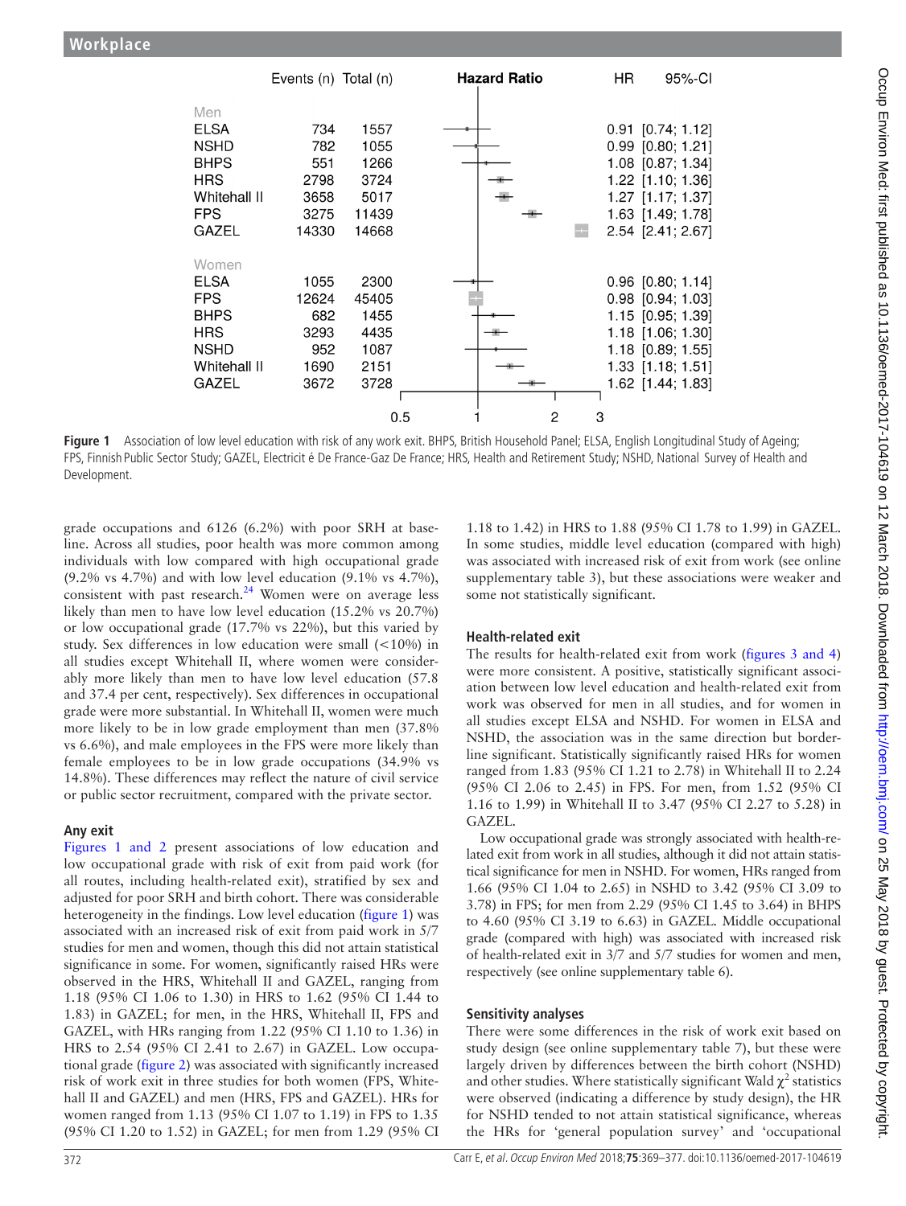Events (n) Total (n)
Hazard Ratio
HR 95%-CI

Men
ELSA 734 1557 0.91 [0.74; 1.12]
NSHD 782 1055 0.99 [0.80; 1.21]
BHPS 551 1266 1.08 [0.87; 1.34]
HRS 2798 3724 1.22 [1.10; 1.36]
Whitehall II 3658 5017 1.27 [1.17; 1.37]
FPS 3275 11439 1.63 [1.49; 1.78]
GAZEL 14330 14668 2.54 [2.41; 2.67]

Women
ELSA 1055 2300 0.96 [0.80; 1.14]
FPS 12624 45405 0.98 [0.94; 1.03]
BHPS 682 1455 1.15 [0.95; 1.39]
HRS 3293 4435 1.18 [1.06; 1.30]
NSHD 952 1087 1.18 [0.89; 1.55]
Whitehall II 1690 2151 1.33 [1.18; 1.51]
GAZEL 3672 3728 1.62 [1.44; 1.83]

0.5 1 2 3

**Figure 1** Association of low level education with risk of any work exit. BHPS, British Household Panel; ELSA, English Longitudinal Study of Ageing; FPS, Finnish Public Sector Study; GAZEL, Electricit é De France-Gaz De France; HRS, Health and Retirement Study; NSHD, National Survey of Health and Development.

grade occupations and 6126 (6.2%) with poor SRH at baseline. Across all studies, poor health was more common among individuals with low compared with high occupational grade (9.2% vs 4.7%) and with low level education (9.1% vs 4.7%), consistent with past research.[24] Women were on average less likely than men to have low level education (15.2% vs 20.7%) or low occupational grade (17.7% vs 22%), but this varied by study. Sex differences in low education were small (<10%) in all studies except Whitehall II, where women were considerably more likely than men to have low level education (57.8 and 37.4 per cent, respectively). Sex differences in occupational grade were more substantial. In Whitehall II, women were much more likely to be in low grade employment than men (37.8% vs 6.6%), and male employees in the FPS were more likely than female employees to be in low grade occupations (34.9% vs 14.8%). These differences may reflect the nature of civil service or public sector recruitment, compared with the private sector.

### Any exit

Figures 1 and 2 present associations of low education and low occupational grade with risk of exit from paid work (for all routes, including health-related exit), stratified by sex and adjusted for poor SRH and birth cohort. There was considerable heterogeneity in the findings. Low level education (figure 1) was associated with an increased risk of exit from paid work in 5/7 studies for men and women, though this did not attain statistical significance in some. For women, significantly raised HRs were observed in the HRS, Whitehall II and GAZEL, ranging from 1.18 (95% CI 1.06 to 1.30) in HRS to 1.62 (95% CI 1.44 to 1.83) in GAZEL; for men, in the HRS, Whitehall II, FPS and GAZEL, with HRs ranging from 1.22 (95% CI 1.10 to 1.36) in HRS to 2.54 (95% CI 2.41 to 2.67) in GAZEL. Low occupational grade (figure 2) was associated with significantly increased risk of work exit in three studies for both women (FPS, Whitehall II and GAZEL) and men (HRS, FPS and GAZEL). HRs for women ranged from 1.13 (95% CI 1.07 to 1.19) in FPS to 1.35 (95% CI 1.20 to 1.52) in GAZEL; for men from 1.29 (95% CI 1.18 to 1.42) in HRS to 1.88 (95% CI 1.78 to 1.99) in GAZEL. In some studies, middle level education (compared with high) was associated with increased risk of exit from work (see online supplementary table 3), but these associations were weaker and some not statistically significant.

### Health-related exit

The results for health-related exit from work (figures 3 and 4) were more consistent. A positive, statistically significant association between low level education and health-related exit from work was observed for men in all studies, and for women in all studies except ELSA and NSHD. For women in ELSA and NSHD, the association was in the same direction but borderline significant. Statistically significantly raised HRs for women ranged from 1.83 (95% CI 1.21 to 2.78) in Whitehall II to 2.24 (95% CI 2.06 to 2.45) in FPS. For men, from 1.52 (95% CI 1.16 to 1.99) in Whitehall II to 3.47 (95% CI 2.27 to 5.28) in GAZEL.

Low occupational grade was strongly associated with health-related exit from work in all studies, although it did not attain statistical significance for men in NSHD. For women, HRs ranged from 1.66 (95% CI 1.04 to 2.65) in NSHD to 3.42 (95% CI 3.09 to 3.78) in FPS; for men from 2.29 (95% CI 1.45 to 3.64) in BHPS to 4.60 (95% CI 3.19 to 6.63) in GAZEL. Middle occupational grade (compared with high) was associated with increased risk of health-related exit in 3/7 and 5/7 studies for women and men, respectively (see online supplementary table 6).

### Sensitivity analyses

There were some differences in the risk of work exit based on study design (see online supplementary table 7), but these were largely driven by differences between the birth cohort (NSHD) and other studies. Where statistically significant Wald $\chi^2$ statistics were observed (indicating a difference by study design), the HR for NSHD tended to not attain statistical significance, whereas the HRs for 'general population survey' and 'occupational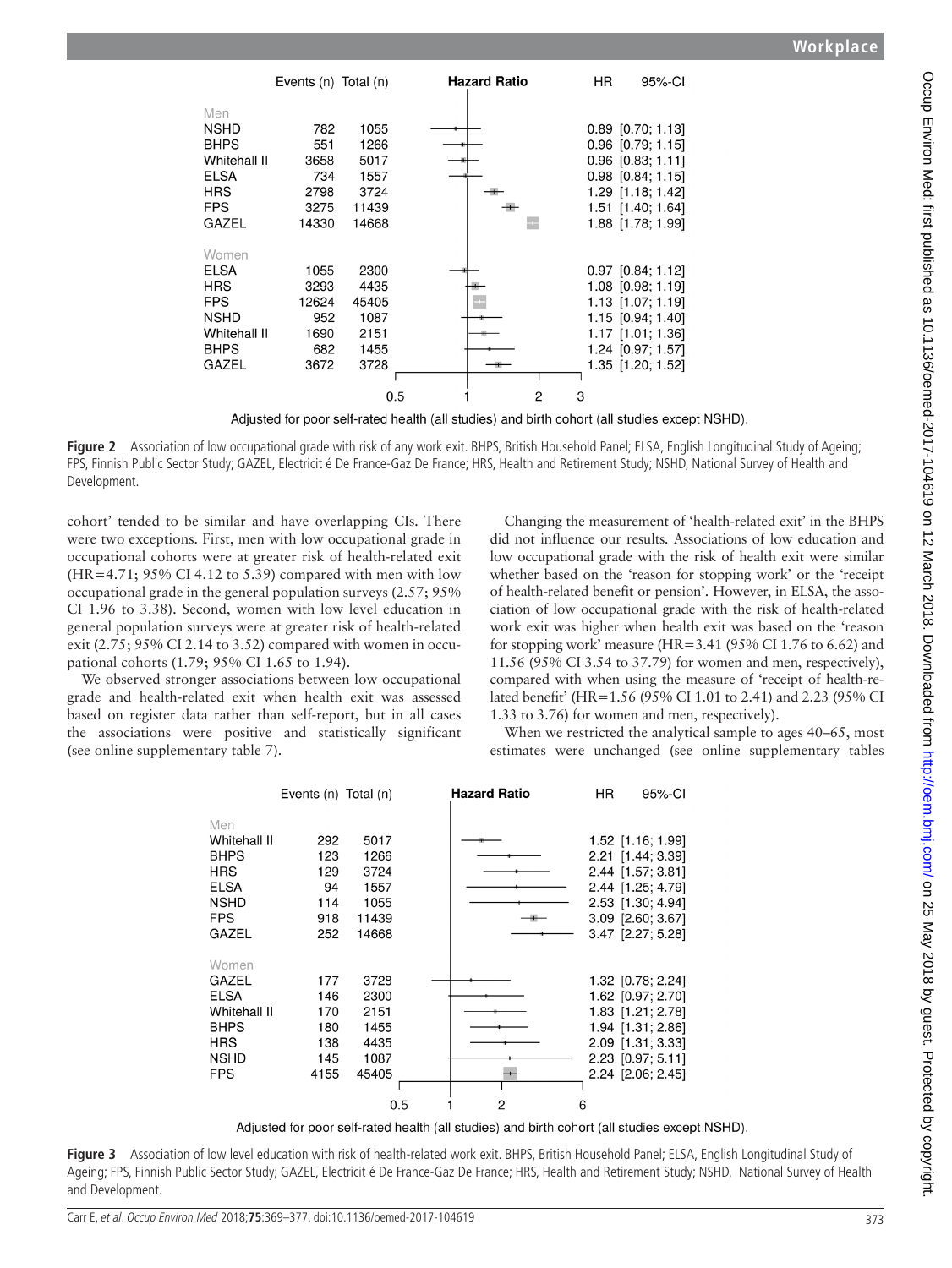Events (n) Total (n) Hazard Ratio HR 95%-CI

Men
NSHD 782 1055 0.89 [0.70; 1.13]
BHPS 551 1266 0.96 [0.79; 1.15]
Whitehall II 3658 5017 0.96 [0.83; 1.11]
ELSA 734 1557 0.98 [0.84; 1.15]
HRS 2798 3724 1.29 [1.18; 1.42]
FPS 3275 11439 1.51 [1.40; 1.64]
GAZEL 14330 14668 1.88 [1.78; 1.99]

Women
ELSA 1055 2300 0.97 [0.84; 1.12]
HRS 3293 4435 1.08 [0.98; 1.19]
FPS 12624 45405 1.13 [1.07; 1.19]
NSHD 952 1087 1.15 [0.94; 1.40]
Whitehall II 1690 2151 1.17 [1.01; 1.36]
BHPS 682 1455 1.24 [0.97; 1.57]
GAZEL 3672 3728 1.35 [1.20; 1.52]

0.5 1 2 3

Adjusted for poor self-rated health (all studies) and birth cohort (all studies except NSHD).

**Figure 2** Association of low occupational grade with risk of any work exit. BHPS, British Household Panel; ELSA, English Longitudinal Study of Ageing; FPS, Finnish Public Sector Study; GAZEL, Electricit é De France-Gaz De France; HRS, Health and Retirement Study; NSHD, National Survey of Health and Development.

cohort' tended to be similar and have overlapping CIs. There were two exceptions. First, men with low occupational grade in occupational cohorts were at greater risk of health-related exit (HR=4.71; 95% CI 4.12 to 5.39) compared with men with low occupational grade in the general population surveys (2.57; 95% CI 1.96 to 3.38). Second, women with low level education in general population surveys were at greater risk of health-related exit (2.75; 95% CI 2.14 to 3.52) compared with women in occupational cohorts (1.79; 95% CI 1.65 to 1.94).

We observed stronger associations between low occupational grade and health-related exit when health exit was assessed based on register data rather than self-report, but in all cases the associations were positive and statistically significant (see online supplementary table 7).

Changing the measurement of 'health-related exit' in the BHPS did not influence our results. Associations of low education and low occupational grade with the risk of health exit were similar whether based on the 'reason for stopping work' or the 'receipt of health-related benefit or pension'. However, in ELSA, the association of low occupational grade with the risk of health-related work exit was higher when health exit was based on the 'reason for stopping work' measure (HR=3.41 (95% CI 1.76 to 6.62) and 11.56 (95% CI 3.54 to 37.79) for women and men, respectively), compared with when using the measure of 'receipt of health-related benefit' (HR=1.56 (95% CI 1.01 to 2.41) and 2.23 (95% CI 1.33 to 3.76) for women and men, respectively).

When we restricted the analytical sample to ages 40–65, most estimates were unchanged (see online supplementary tables

Events (n) Total (n) Hazard Ratio HR 95%-CI

Men
Whitehall II 292 5017 1.52 [1.16; 1.99]
BHPS 123 1266 2.21 [1.44; 3.39]
HRS 129 3724 2.44 [1.57; 3.81]
ELSA 94 1557 2.44 [1.25; 4.79]
NSHD 114 1055 2.53 [1.30; 4.94]
FPS 918 11439 3.09 [2.60; 3.67]
GAZEL 252 14668 3.47 [2.27; 5.28]

Women
GAZEL 177 3728 1.32 [0.78; 2.24]
ELSA 146 2300 1.62 [0.97; 2.70]
Whitehall II 170 2151 1.83 [1.21; 2.78]
BHPS 180 1455 1.94 [1.31; 2.86]
HRS 138 4435 2.09 [1.31; 3.33]
NSHD 145 1087 2.23 [0.97; 5.11]
FPS 4155 45405 2.24 [2.06; 2.45]

0.5 1 2 6

Adjusted for poor self-rated health (all studies) and birth cohort (all studies except NSHD).

**Figure 3** Association of low level education with risk of health-related work exit. BHPS, British Household Panel; ELSA, English Longitudinal Study of Ageing; FPS, Finnish Public Sector Study; GAZEL, Electricit é De France-Gaz De France; HRS, Health and Retirement Study; NSHD, National Survey of Health and Development.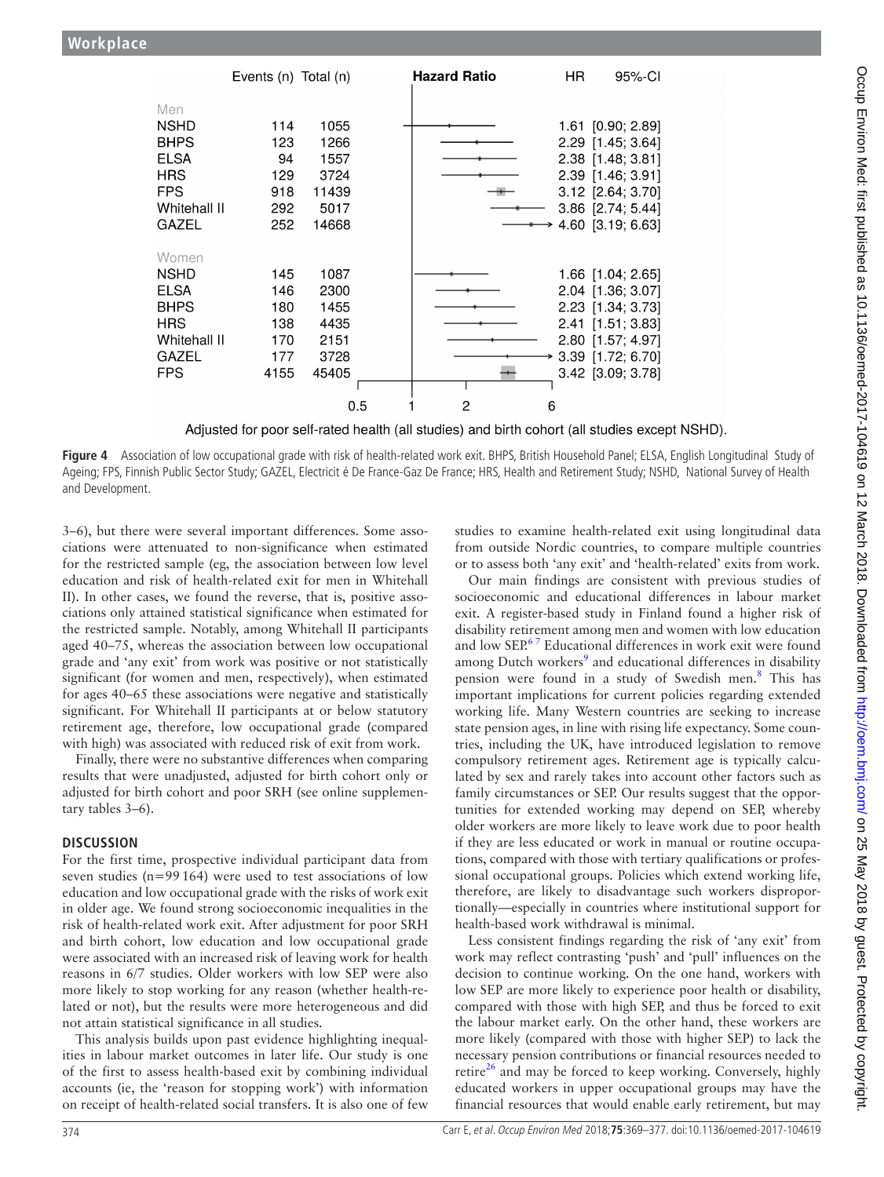Events (n) Total (n)

Hazard Ratio

HR 95%-CI

Men

NSHD 114 1055 1.61 [0.90; 2.89]

BHPS 123 1266 2.29 [1.45; 3.64]

ELSA 94 1557 2.38 [1.48; 3.81]

HRS 129 3724 2.39 [1.46; 3.91]

FPS 918 11439 3.12 [2.64; 3.70]

Whitehall II 292 5017 3.86 [2.74; 5.44]

GAZEL 252 14668 4.60 [3.19; 6.63]

Women

NSHD 145 1087 1.66 [1.04; 2.65]

ELSA 146 2300 2.04 [1.36; 3.07]

BHPS 180 1455 2.23 [1.34; 3.73]

HRS 138 4435 2.41 [1.51; 3.83]

Whitehall II 170 2151 2.80 [1.57; 4.97]

GAZEL 177 3728 3.39 [1.72; 6.70]

FPS 4155 45405 3.42 [3.09; 3.78]

0.5 1 2 6

Adjusted for poor self-rated health (all studies) and birth cohort (all studies except NSHD).

**Figure 4** Association of low occupational grade with risk of health-related work exit. BHPS, British Household Panel; ELSA, English Longitudinal Study of Ageing; FPS, Finnish Public Sector Study; GAZEL, Electricit é De France-Gaz De France; HRS, Health and Retirement Study; NSHD, National Survey of Health and Development.

3–6), but there were several important differences. Some associations were attenuated to non-significance when estimated for the restricted sample (eg, the association between low level education and risk of health-related exit for men in Whitehall II). In other cases, we found the reverse, that is, positive associations only attained statistical significance when estimated for the restricted sample. Notably, among Whitehall II participants aged 40–75, whereas the association between low occupational grade and 'any exit' from work was positive or not statistically significant (for women and men, respectively), when estimated for ages 40–65 these associations were negative and statistically significant. For Whitehall II participants at or below statutory retirement age, therefore, low occupational grade (compared with high) was associated with reduced risk of exit from work.

Finally, there were no substantive differences when comparing results that were unadjusted, adjusted for birth cohort only or adjusted for birth cohort and poor SRH (see online supplementary tables 3–6).

## DISCUSSION

For the first time, prospective individual participant data from seven studies (n=99 164) were used to test associations of low education and low occupational grade with the risks of work exit in older age. We found strong socioeconomic inequalities in the risk of health-related work exit. After adjustment for poor SRH and birth cohort, low education and low occupational grade were associated with an increased risk of leaving work for health reasons in 6/7 studies. Older workers with low SEP were also more likely to stop working for any reason (whether health-related or not), but the results were more heterogeneous and did not attain statistical significance in all studies.

This analysis builds upon past evidence highlighting inequalities in labour market outcomes in later life. Our study is one of the first to assess health-based exit by combining individual accounts (ie, the 'reason for stopping work') with information on receipt of health-related social transfers. It is also one of few studies to examine health-related exit using longitudinal data from outside Nordic countries, to compare multiple countries or to assess both 'any exit' and 'health-related' exits from work.

Our main findings are consistent with previous studies of socioeconomic and educational differences in labour market exit. A register-based study in Finland found a higher risk of disability retirement among men and women with low education and low SEP.[6 7] Educational differences in work exit were found among Dutch workers[9] and educational differences in disability pension were found in a study of Swedish men.[8] This has important implications for current policies regarding extended working life. Many Western countries are seeking to increase state pension ages, in line with rising life expectancy. Some countries, including the UK, have introduced legislation to remove compulsory retirement ages. Retirement age is typically calculated by sex and rarely takes into account other factors such as family circumstances or SEP. Our results suggest that the opportunities for extended working may depend on SEP, whereby older workers are more likely to leave work due to poor health if they are less educated or work in manual or routine occupations, compared with those with tertiary qualifications or professional occupational groups. Policies which extend working life, therefore, are likely to disadvantage such workers disproportionally—especially in countries where institutional support for health-based work withdrawal is minimal.

Less consistent findings regarding the risk of 'any exit' from work may reflect contrasting 'push' and 'pull' influences on the decision to continue working. On the one hand, workers with low SEP are more likely to experience poor health or disability, compared with those with high SEP, and thus be forced to exit the labour market early. On the other hand, these workers are more likely (compared with those with higher SEP) to lack the necessary pension contributions or financial resources needed to retire[26] and may be forced to keep working. Conversely, highly educated workers in upper occupational groups may have the financial resources that would enable early retirement, but may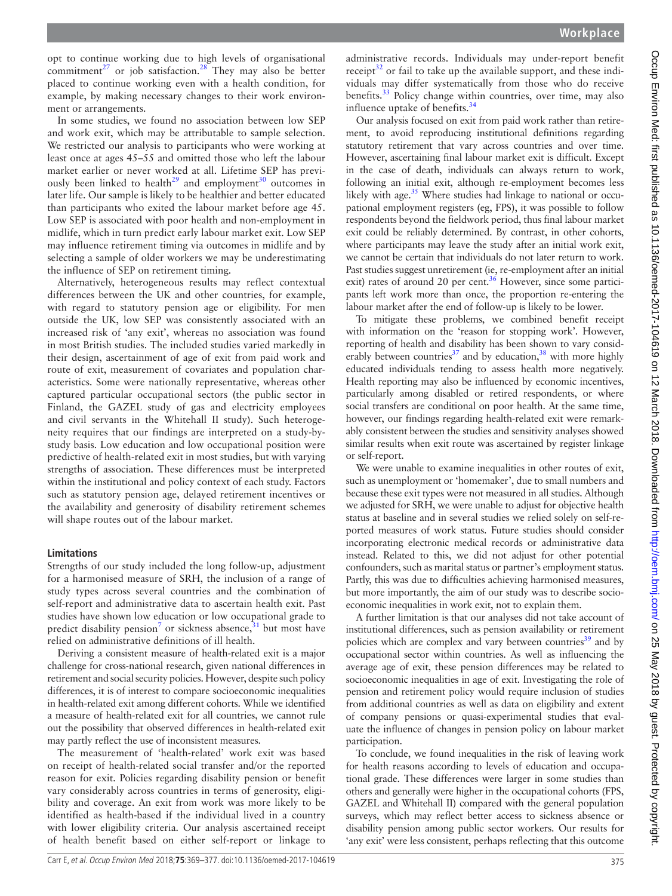opt to continue working due to high levels of organisational commitment[27] or job satisfaction.[28] They may also be better placed to continue working even with a health condition, for example, by making necessary changes to their work environment or arrangements.

In some studies, we found no association between low SEP and work exit, which may be attributable to sample selection. We restricted our analysis to participants who were working at least once at ages 45–55 and omitted those who left the labour market earlier or never worked at all. Lifetime SEP has previously been linked to health[29] and employment[30] outcomes in later life. Our sample is likely to be healthier and better educated than participants who exited the labour market before age 45. Low SEP is associated with poor health and non-employment in midlife, which in turn predict early labour market exit. Low SEP may influence retirement timing via outcomes in midlife and by selecting a sample of older workers we may be underestimating the influence of SEP on retirement timing.

Alternatively, heterogeneous results may reflect contextual differences between the UK and other countries, for example, with regard to statutory pension age or eligibility. For men outside the UK, low SEP was consistently associated with an increased risk of 'any exit', whereas no association was found in most British studies. The included studies varied markedly in their design, ascertainment of age of exit from paid work and route of exit, measurement of covariates and population characteristics. Some were nationally representative, whereas other captured particular occupational sectors (the public sector in Finland, the GAZEL study of gas and electricity employees and civil servants in the Whitehall II study). Such heterogeneity requires that our findings are interpreted on a study-by-study basis. Low education and low occupational position were predictive of health-related exit in most studies, but with varying strengths of association. These differences must be interpreted within the institutional and policy context of each study. Factors such as statutory pension age, delayed retirement incentives or the availability and generosity of disability retirement schemes will shape routes out of the labour market.

### Limitations

Strengths of our study included the long follow-up, adjustment for a harmonised measure of SRH, the inclusion of a range of study types across several countries and the combination of self-report and administrative data to ascertain health exit. Past studies have shown low education or low occupational grade to predict disability pension[7] or sickness absence,[31] but most have relied on administrative definitions of ill health.

Deriving a consistent measure of health-related exit is a major challenge for cross-national research, given national differences in retirement and social security policies. However, despite such policy differences, it is of interest to compare socioeconomic inequalities in health-related exit among different cohorts. While we identified a measure of health-related exit for all countries, we cannot rule out the possibility that observed differences in health-related exit may partly reflect the use of inconsistent measures.

The measurement of 'health-related' work exit was based on receipt of health-related social transfer and/or the reported reason for exit. Policies regarding disability pension or benefit vary considerably across countries in terms of generosity, eligibility and coverage. An exit from work was more likely to be identified as health-based if the individual lived in a country with lower eligibility criteria. Our analysis ascertained receipt of health benefit based on either self-report or linkage to administrative records. Individuals may under-report benefit receipt[32] or fail to take up the available support, and these individuals may differ systematically from those who do receive benefits.[33] Policy change within countries, over time, may also influence uptake of benefits.[34]

Our analysis focused on exit from paid work rather than retirement, to avoid reproducing institutional definitions regarding statutory retirement that vary across countries and over time. However, ascertaining final labour market exit is difficult. Except in the case of death, individuals can always return to work, following an initial exit, although re-employment becomes less likely with age.[35] Where studies had linkage to national or occupational employment registers (eg, FPS), it was possible to follow respondents beyond the fieldwork period, thus final labour market exit could be reliably determined. By contrast, in other cohorts, where participants may leave the study after an initial work exit, we cannot be certain that individuals do not later return to work. Past studies suggest unretirement (ie, re-employment after an initial exit) rates of around 20 per cent.[36] However, since some participants left work more than once, the proportion re-entering the labour market after the end of follow-up is likely to be lower.

To mitigate these problems, we combined benefit receipt with information on the 'reason for stopping work'. However, reporting of health and disability has been shown to vary considerably between countries[37] and by education,[38] with more highly educated individuals tending to assess health more negatively. Health reporting may also be influenced by economic incentives, particularly among disabled or retired respondents, or where social transfers are conditional on poor health. At the same time, however, our findings regarding health-related exit were remarkably consistent between the studies and sensitivity analyses showed similar results when exit route was ascertained by register linkage or self-report.

We were unable to examine inequalities in other routes of exit, such as unemployment or 'homemaker', due to small numbers and because these exit types were not measured in all studies. Although we adjusted for SRH, we were unable to adjust for objective health status at baseline and in several studies we relied solely on self-reported measures of work status. Future studies should consider incorporating electronic medical records or administrative data instead. Related to this, we did not adjust for other potential confounders, such as marital status or partner's employment status. Partly, this was due to difficulties achieving harmonised measures, but more importantly, the aim of our study was to describe socioeconomic inequalities in work exit, not to explain them.

A further limitation is that our analyses did not take account of institutional differences, such as pension availability or retirement policies which are complex and vary between countries[39] and by occupational sector within countries. As well as influencing the average age of exit, these pension differences may be related to socioeconomic inequalities in age of exit. Investigating the role of pension and retirement policy would require inclusion of studies from additional countries as well as data on eligibility and extent of company pensions or quasi-experimental studies that evaluate the influence of changes in pension policy on labour market participation.

To conclude, we found inequalities in the risk of leaving work for health reasons according to levels of education and occupational grade. These differences were larger in some studies than others and generally were higher in the occupational cohorts (FPS, GAZEL and Whitehall II) compared with the general population surveys, which may reflect better access to sickness absence or disability pension among public sector workers. Our results for 'any exit' were less consistent, perhaps reflecting that this outcome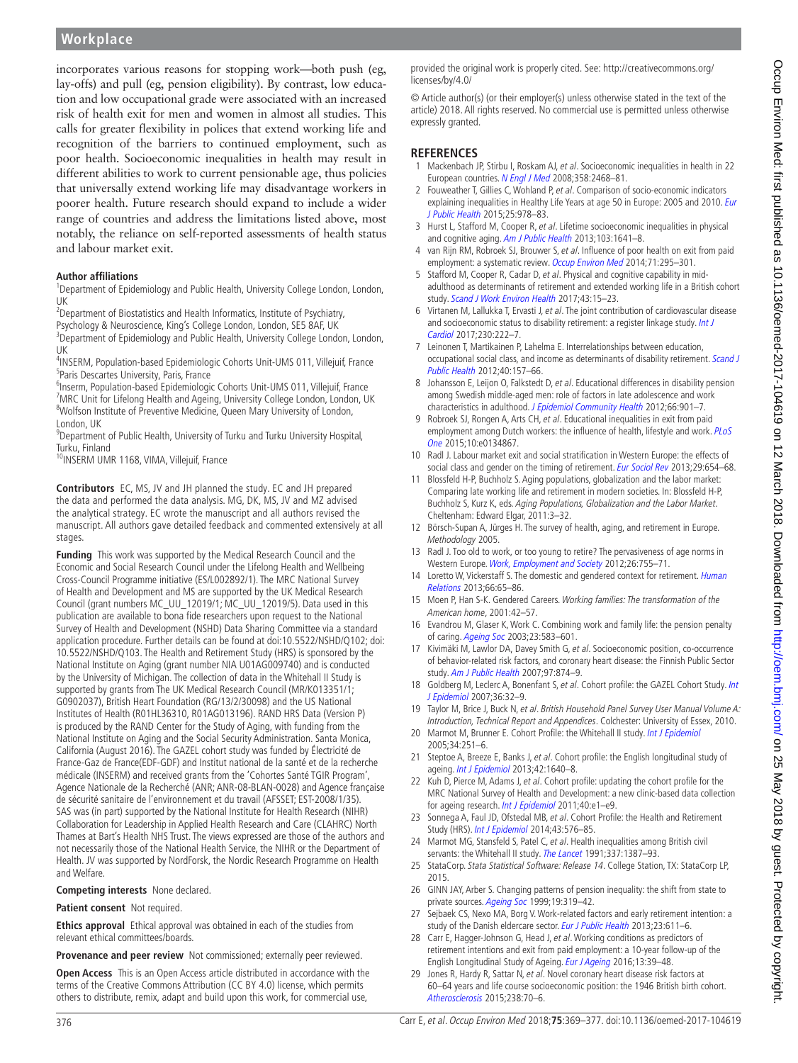incorporates various reasons for stopping work—both push (eg, lay-offs) and pull (eg, pension eligibility). By contrast, low education and low occupational grade were associated with an increased risk of health exit for men and women in almost all studies. This calls for greater flexibility in polices that extend working life and recognition of the barriers to continued employment, such as poor health. Socioeconomic inequalities in health may result in different abilities to work to current pensionable age, thus policies that universally extend working life may disadvantage workers in poorer health. Future research should expand to include a wider range of countries and address the limitations listed above, most notably, the reliance on self-reported assessments of health status and labour market exit.

**Author affiliations**

[1]Department of Epidemiology and Public Health, University College London, London, UK
[2]Department of Biostatistics and Health Informatics, Institute of Psychiatry, Psychology & Neuroscience, King's College London, London, SE5 8AF, UK
[3]Department of Epidemiology and Public Health, University College London, London, UK
[4]INSERM, Population-based Epidemiologic Cohorts Unit-UMS 011, Villejuif, France
[5]Paris Descartes University, Paris, France
[6]Inserm, Population-based Epidemiologic Cohorts Unit-UMS 011, Villejuif, France
[7]MRC Unit for Lifelong Health and Ageing, University College London, London, UK
[8]Wolfson Institute of Preventive Medicine, Queen Mary University of London, London, UK
[9]Department of Public Health, University of Turku and Turku University Hospital, Turku, Finland
[10]INSERM UMR 1168, VIMA, Villejuif, France

**Contributors** EC, MS, JV and JH planned the study. EC and JH prepared the data and performed the data analysis. MG, DK, MS, JV and MZ advised the analytical strategy. EC wrote the manuscript and all authors revised the manuscript. All authors gave detailed feedback and commented extensively at all stages.

**Funding** This work was supported by the Medical Research Council and the Economic and Social Research Council under the Lifelong Health and Wellbeing Cross-Council Programme initiative (ES/L002892/1). The MRC National Survey of Health and Development and MS are supported by the UK Medical Research Council (grant numbers MC_UU_12019/1; MC_UU_12019/5). Data used in this publication are available to bona fide researchers upon request to the National Survey of Health and Development (NSHD) Data Sharing Committee via a standard application procedure. Further details can be found at doi:10.5522/NSHD/Q102; doi: 10.5522/NSHD/Q103. The Health and Retirement Study (HRS) is sponsored by the National Institute on Aging (grant number NIA U01AG009740) and is conducted by the University of Michigan. The collection of data in the Whitehall II Study is supported by grants from The UK Medical Research Council (MR/K013351/1; G0902037), British Heart Foundation (RG/13/2/30098) and the US National Institutes of Health (R01HL36310, R01AG013196). RAND HRS Data (Version P) is produced by the RAND Center for the Study of Aging, with funding from the National Institute on Aging and the Social Security Administration. Santa Monica, California (August 2016). The GAZEL cohort study was funded by Électricité de France-Gaz de France(EDF-GDF) and Institut national de la santé et de la recherche médicale (INSERM) and received grants from the 'Cohortes Santé TGIR Program', Agence Nationale de la Recherché (ANR; ANR-08-BLAN-0028) and Agence française de sécurité sanitaire de l'environnement et du travail (AFSSET; EST-2008/1/35). SAS was (in part) supported by the National Institute for Health Research (NIHR) Collaboration for Leadership in Applied Health Research and Care (CLAHRC) North Thames at Bart's Health NHS Trust. The views expressed are those of the authors and not necessarily those of the National Health Service, the NIHR or the Department of Health. JV was supported by NordForsk, the Nordic Research Programme on Health and Welfare.

**Competing interests** None declared.

**Patient consent** Not required.

**Ethics approval** Ethical approval was obtained in each of the studies from relevant ethical committees/boards.

**Provenance and peer review** Not commissioned; externally peer reviewed.

**Open Access** This is an Open Access article distributed in accordance with the terms of the Creative Commons Attribution (CC BY 4.0) license, which permits others to distribute, remix, adapt and build upon this work, for commercial use, provided the original work is properly cited. See: http://creativecommons.org/licenses/by/4.0/

© Article author(s) (or their employer(s) unless otherwise stated in the text of the article) 2018. All rights reserved. No commercial use is permitted unless otherwise expressly granted.

## REFERENCES

1. Mackenbach JP, Stirbu I, Roskam AJ, *et al*. Socioeconomic inequalities in health in 22 European countries. *N Engl J Med* 2008;358:2468–81.
2. Fouweather T, Gillies C, Wohland P, *et al*. Comparison of socio-economic indicators explaining inequalities in Healthy Life Years at age 50 in Europe: 2005 and 2010. *Eur J Public Health* 2015;25:978–83.
3. Hurst L, Stafford M, Cooper R, *et al*. Lifetime socioeconomic inequalities in physical and cognitive aging. *Am J Public Health* 2013;103:1641–8.
4. van Rijn RM, Robroek SJ, Brouwer S, *et al*. Influence of poor health on exit from paid employment: a systematic review. *Occup Environ Med* 2014;71:295–301.
5. Stafford M, Cooper R, Cadar D, *et al*. Physical and cognitive capability in mid-adulthood as determinants of retirement and extended working life in a British cohort study. *Scand J Work Environ Health* 2017;43:15–23.
6. Virtanen M, Lallukka T, Ervasti J, *et al*. The joint contribution of cardiovascular disease and socioeconomic status to disability retirement: a register linkage study. *Int J Cardiol* 2017;230:222–7.
7. Leinonen T, Martikainen P, Lahelma E. Interrelationships between education, occupational social class, and income as determinants of disability retirement. *Scand J Public Health* 2012;40:157–66.
8. Johansson E, Leijon O, Falkstedt D, *et al*. Educational differences in disability pension among Swedish middle-aged men: role of factors in late adolescence and work characteristics in adulthood. *J Epidemiol Community Health* 2012;66:901–7.
9. Robroek SJ, Rongen A, Arts CH, *et al*. Educational inequalities in exit from paid employment among Dutch workers: the influence of health, lifestyle and work. *PLoS One* 2015;10:e0134867.
10. Radl J. Labour market exit and social stratification in Western Europe: the effects of social class and gender on the timing of retirement. *Eur Sociol Rev* 2013;29:654–68.
11. Blossfeld H-P, Buchholz S. Aging populations, globalization and the labor market: Comparing late working life and retirement in modern societies. In: Blossfeld H-P, Buchholz S, Kurz K, eds. *Aging Populations, Globalization and the Labor Market*. Cheltenham: Edward Elgar, 2011:3–32.
12. Börsch-Supan A, Jürges H. The survey of health, aging, and retirement in Europe. *Methodology* 2005.
13. Radl J. Too old to work, or too young to retire? The pervasiveness of age norms in Western Europe. *Work, Employment and Society* 2012;26:755–71.
14. Loretto W, Vickerstaff S. The domestic and gendered context for retirement. *Human Relations* 2013;66:65–86.
15. Moen P, Han S-K. Gendered Careers. *Working families: The transformation of the American home*, 2001:42–57.
16. Evandrou M, Glaser K, Work C. Combining work and family life: the pension penalty of caring. *Ageing Soc* 2003;23:583–601.
17. Kivimäki M, Lawlor DA, Davey Smith G, *et al*. Socioeconomic position, co-occurrence of behavior-related risk factors, and coronary heart disease: the Finnish Public Sector study. *Am J Public Health* 2007;97:874–9.
18. Goldberg M, Leclerc A, Bonenfant S, *et al*. Cohort profile: the GAZEL Cohort Study. *Int J Epidemiol* 2007;36:32–9.
19. Taylor M, Brice J, Buck N, *et al*. *British Household Panel Survey User Manual Volume A: Introduction, Technical Report and Appendices*. Colchester: University of Essex, 2010.
20. Marmot M, Brunner E. Cohort Profile: the Whitehall II study. *Int J Epidemiol* 2005;34:251–6.
21. Steptoe A, Breeze E, Banks J, *et al*. Cohort profile: the English longitudinal study of ageing. *Int J Epidemiol* 2013;42:1640–8.
22. Kuh D, Pierce M, Adams J, *et al*. Cohort profile: updating the cohort profile for the MRC National Survey of Health and Development: a new clinic-based data collection for ageing research. *Int J Epidemiol* 2011;40:e1–e9.
23. Sonnega A, Faul JD, Ofstedal MB, *et al*. Cohort Profile: the Health and Retirement Study (HRS). *Int J Epidemiol* 2014;43:576–85.
24. Marmot MG, Stansfeld S, Patel C, *et al*. Health inequalities among British civil servants: the Whitehall II study. *The Lancet* 1991;337:1387–93.
25. StataCorp. *Stata Statistical Software: Release 14*. College Station, TX: StataCorp LP, 2015.
26. GINN JAY, Arber S. Changing patterns of pension inequality: the shift from state to private sources. *Ageing Soc* 1999;19:319–42.
27. Sejbaek CS, Nexo MA, Borg V. Work-related factors and early retirement intention: a study of the Danish eldercare sector. *Eur J Public Health* 2013;23:611–6.
28. Carr E, Hagger-Johnson G, Head J, *et al*. Working conditions as predictors of retirement intentions and exit from paid employment: a 10-year follow-up of the English Longitudinal Study of Ageing. *Eur J Ageing* 2016;13:39–48.
29. Jones R, Hardy R, Sattar N, *et al*. Novel coronary heart disease risk factors at 60–64 years and life course socioeconomic position: the 1946 British birth cohort. *Atherosclerosis* 2015;238:70–6.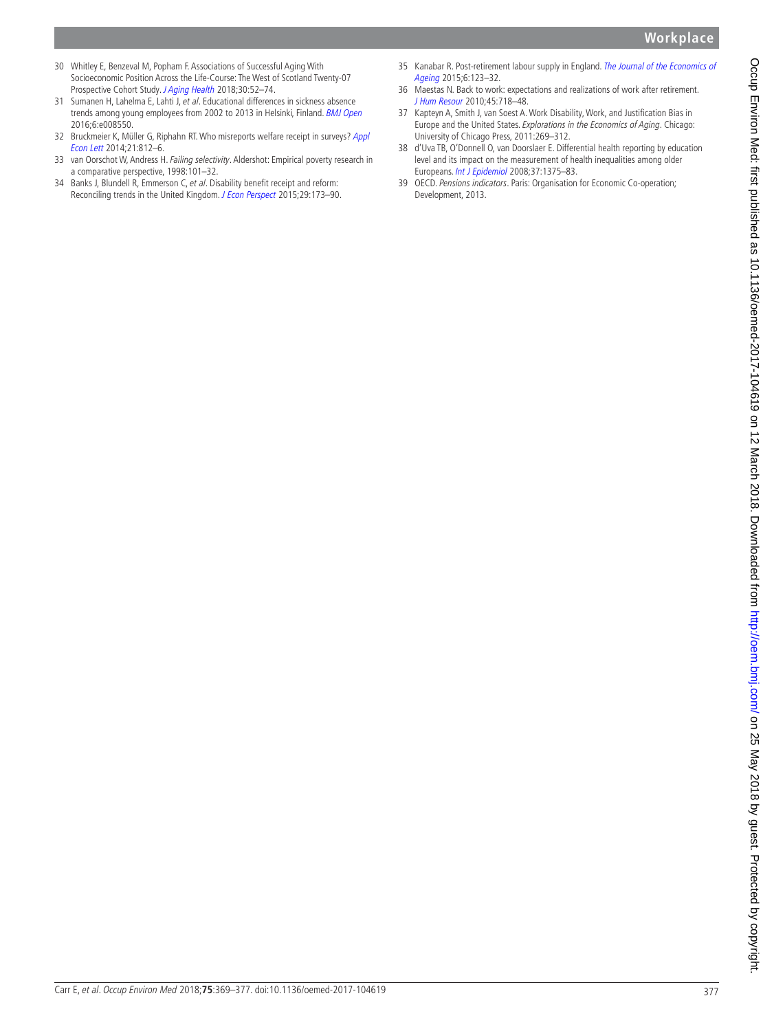30 Whitley E, Benzeval M, Popham F. Associations of Successful Aging With Socioeconomic Position Across the Life-Course: The West of Scotland Twenty-07 Prospective Cohort Study. *J Aging Health* 2018;30:52–74.
31 Sumanen H, Lahelma E, Lahti J, *et al*. Educational differences in sickness absence trends among young employees from 2002 to 2013 in Helsinki, Finland. *BMJ Open* 2016;6:e008550.
32 Bruckmeier K, Müller G, Riphahn RT. Who misreports welfare receipt in surveys? *Appl Econ Lett* 2014;21:812–6.
33 van Oorschot W, Andress H. *Failing selectivity*. Aldershot: Empirical poverty research in a comparative perspective, 1998:101–32.
34 Banks J, Blundell R, Emmerson C, *et al*. Disability benefit receipt and reform: Reconciling trends in the United Kingdom. *J Econ Perspect* 2015;29:173–90.
35 Kanabar R. Post-retirement labour supply in England. *The Journal of the Economics of Ageing* 2015;6:123–32.
36 Maestas N. Back to work: expectations and realizations of work after retirement. *J Hum Resour* 2010;45:718–48.
37 Kapteyn A, Smith J, van Soest A. Work Disability, Work, and Justification Bias in Europe and the United States. *Explorations in the Economics of Aging*. Chicago: University of Chicago Press, 2011:269–312.
38 d'Uva TB, O'Donnell O, van Doorslaer E. Differential health reporting by education level and its impact on the measurement of health inequalities among older Europeans. *Int J Epidemiol* 2008;37:1375–83.
39 OECD. *Pensions indicators*. Paris: Organisation for Economic Co-operation; Development, 2013.